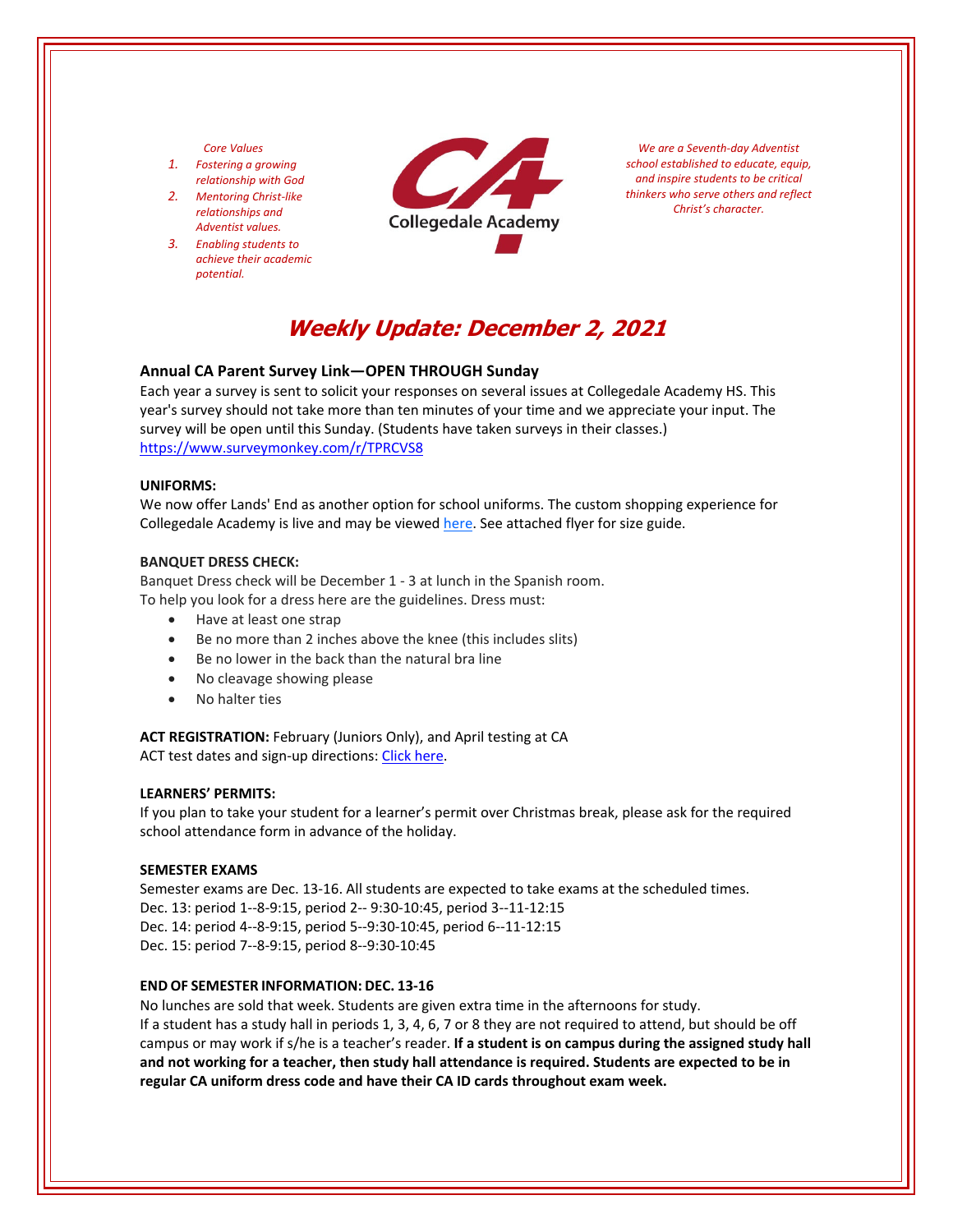*Core Values*

1. *Fostering a growing relationship with God*
2. *Mentoring Christ-like relationships and Adventist values.*
3. *Enabling students to achieve their academic potential.*

Collegedale Academy

*We are a Seventh-day Adventist school established to educate, equip, and inspire students to be critical thinkers who serve others and reflect Christ's character.*

# Weekly Update: December 2, 2021

### Annual CA Parent Survey Link—OPEN THROUGH Sunday

Each year a survey is sent to solicit your responses on several issues at Collegedale Academy HS. This year's survey should not take more than ten minutes of your time and we appreciate your input. The survey will be open until this Sunday. (Students have taken surveys in their classes.)
https://www.surveymonkey.com/r/TPRCVS8

**UNIFORMS:**

We now offer Lands' End as another option for school uniforms. The custom shopping experience for Collegedale Academy is live and may be viewed here. See attached flyer for size guide.

**BANQUET DRESS CHECK:**

Banquet Dress check will be December 1 - 3 at lunch in the Spanish room.
To help you look for a dress here are the guidelines. Dress must:

- Have at least one strap
- Be no more than 2 inches above the knee (this includes slits)
- Be no lower in the back than the natural bra line
- No cleavage showing please
- No halter ties

**ACT REGISTRATION:** February (Juniors Only), and April testing at CA
ACT test dates and sign-up directions: Click here.

**LEARNERS' PERMITS:**

If you plan to take your student for a learner's permit over Christmas break, please ask for the required school attendance form in advance of the holiday.

**SEMESTER EXAMS**

Semester exams are Dec. 13-16. All students are expected to take exams at the scheduled times.
Dec. 13: period 1--8-9:15, period 2-- 9:30-10:45, period 3--11-12:15
Dec. 14: period 4--8-9:15, period 5--9:30-10:45, period 6--11-12:15
Dec. 15: period 7--8-9:15, period 8--9:30-10:45

**END OF SEMESTER INFORMATION: DEC. 13-16**

No lunches are sold that week. Students are given extra time in the afternoons for study.
If a student has a study hall in periods 1, 3, 4, 6, 7 or 8 they are not required to attend, but should be off campus or may work if s/he is a teacher's reader. **If a student is on campus during the assigned study hall and not working for a teacher, then study hall attendance is required. Students are expected to be in regular CA uniform dress code and have their CA ID cards throughout exam week.**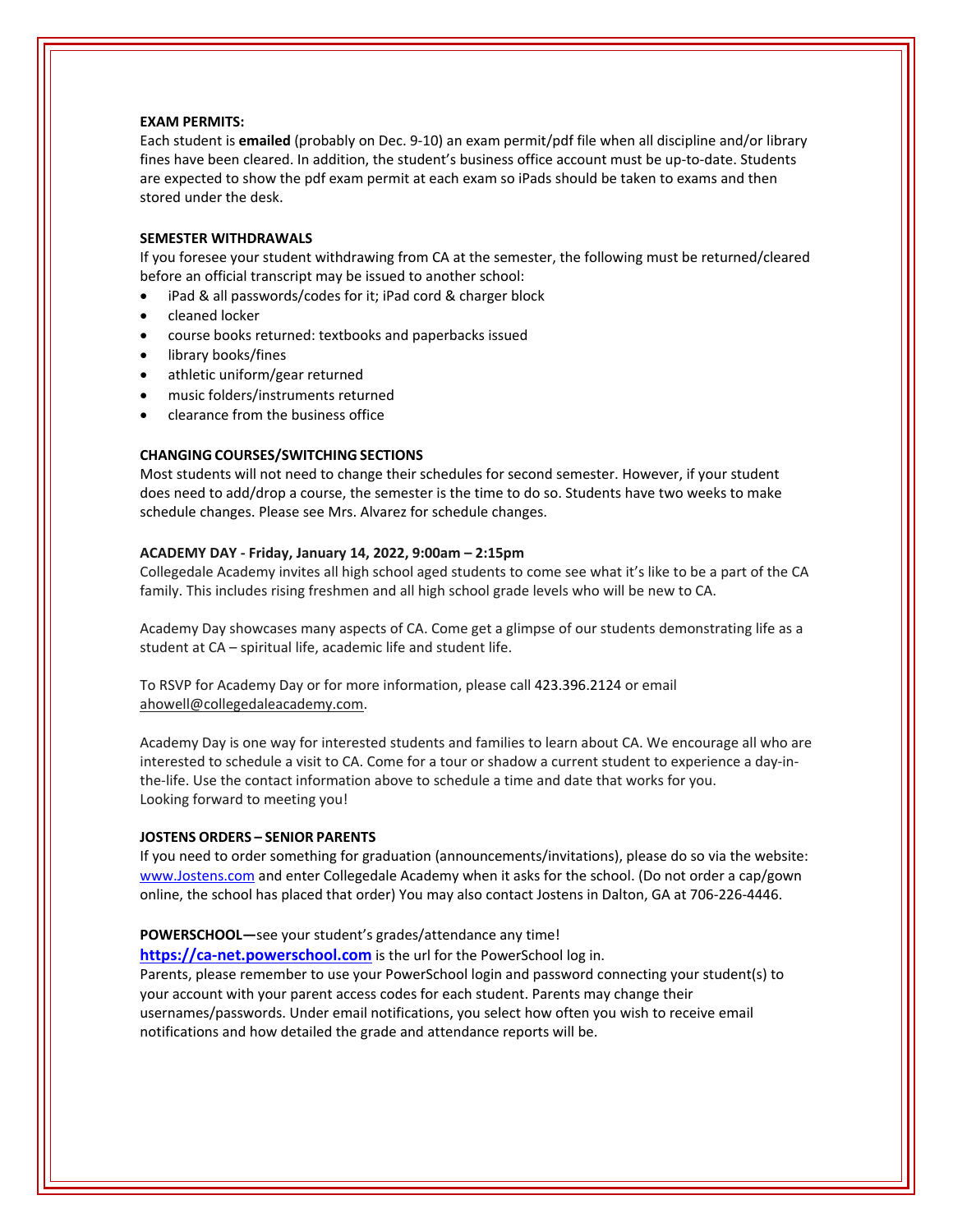**EXAM PERMITS:**
Each student is **emailed** (probably on Dec. 9-10) an exam permit/pdf file when all discipline and/or library fines have been cleared. In addition, the student's business office account must be up-to-date. Students are expected to show the pdf exam permit at each exam so iPads should be taken to exams and then stored under the desk.

**SEMESTER WITHDRAWALS**
If you foresee your student withdrawing from CA at the semester, the following must be returned/cleared before an official transcript may be issued to another school:

- iPad & all passwords/codes for it; iPad cord & charger block
- cleaned locker
- course books returned: textbooks and paperbacks issued
- library books/fines
- athletic uniform/gear returned
- music folders/instruments returned
- clearance from the business office

**CHANGING COURSES/SWITCHING SECTIONS**
Most students will not need to change their schedules for second semester. However, if your student does need to add/drop a course, the semester is the time to do so. Students have two weeks to make schedule changes. Please see Mrs. Alvarez for schedule changes.

**ACADEMY DAY - Friday, January 14, 2022, 9:00am – 2:15pm**
Collegedale Academy invites all high school aged students to come see what it's like to be a part of the CA family. This includes rising freshmen and all high school grade levels who will be new to CA.

Academy Day showcases many aspects of CA. Come get a glimpse of our students demonstrating life as a student at CA – spiritual life, academic life and student life.

To RSVP for Academy Day or for more information, please call 423.396.2124 or email ahowell@collegedaleacademy.com.

Academy Day is one way for interested students and families to learn about CA. We encourage all who are interested to schedule a visit to CA. Come for a tour or shadow a current student to experience a day-in-the-life. Use the contact information above to schedule a time and date that works for you.
Looking forward to meeting you!

**JOSTENS ORDERS – SENIOR PARENTS**
If you need to order something for graduation (announcements/invitations), please do so via the website: www.Jostens.com and enter Collegedale Academy when it asks for the school. (Do not order a cap/gown online, the school has placed that order) You may also contact Jostens in Dalton, GA at 706-226-4446.

**POWERSCHOOL—**see your student's grades/attendance any time!
**https://ca-net.powerschool.com** is the url for the PowerSchool log in.
Parents, please remember to use your PowerSchool login and password connecting your student(s) to your account with your parent access codes for each student. Parents may change their usernames/passwords. Under email notifications, you select how often you wish to receive email notifications and how detailed the grade and attendance reports will be.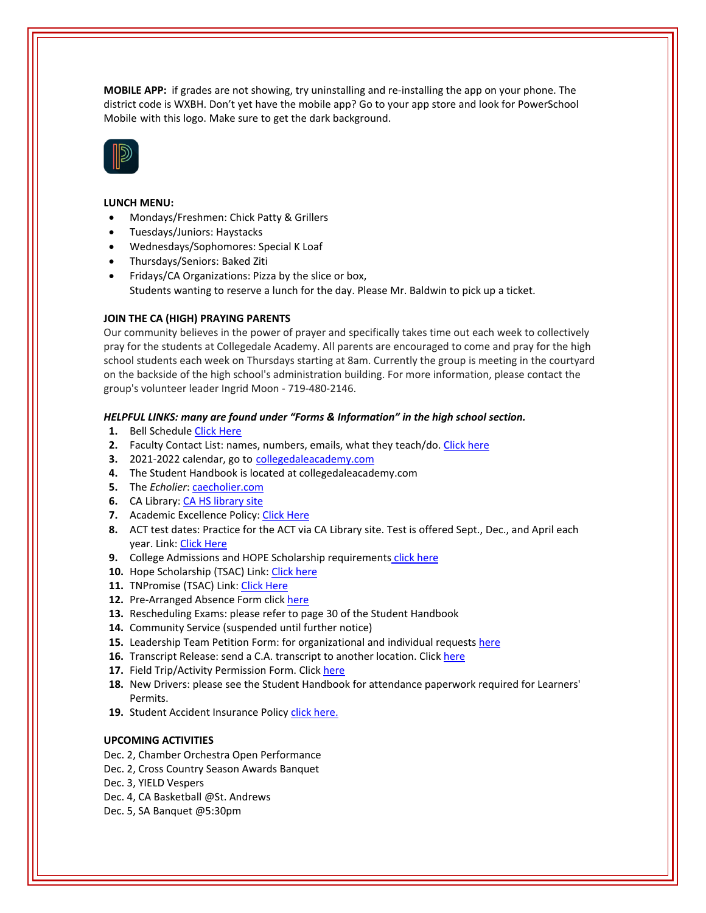**MOBILE APP:** if grades are not showing, try uninstalling and re-installing the app on your phone. The district code is WXBH. Don't yet have the mobile app? Go to your app store and look for PowerSchool Mobile with this logo. Make sure to get the dark background.

**LUNCH MENU:**

- Mondays/Freshmen: Chick Patty & Grillers
- Tuesdays/Juniors: Haystacks
- Wednesdays/Sophomores: Special K Loaf
- Thursdays/Seniors: Baked Ziti
- Fridays/CA Organizations: Pizza by the slice or box,
  Students wanting to reserve a lunch for the day. Please Mr. Baldwin to pick up a ticket.

**JOIN THE CA (HIGH) PRAYING PARENTS**

Our community believes in the power of prayer and specifically takes time out each week to collectively pray for the students at Collegedale Academy. All parents are encouraged to come and pray for the high school students each week on Thursdays starting at 8am. Currently the group is meeting in the courtyard on the backside of the high school's administration building. For more information, please contact the group's volunteer leader Ingrid Moon - 719-480-2146.

***HELPFUL LINKS: many are found under "Forms & Information" in the high school section.***

1. Bell Schedule Click Here
2. Faculty Contact List: names, numbers, emails, what they teach/do. Click here
3. 2021-2022 calendar, go to collegedaleacademy.com
4. The Student Handbook is located at collegedaleacademy.com
5. The *Echolier*: caecholier.com
6. CA Library: CA HS library site
7. Academic Excellence Policy: Click Here
8. ACT test dates: Practice for the ACT via CA Library site. Test is offered Sept., Dec., and April each year. Link: Click Here
9. College Admissions and HOPE Scholarship requirements click here
10. Hope Scholarship (TSAC) Link: Click here
11. TNPromise (TSAC) Link: Click Here
12. Pre-Arranged Absence Form click here
13. Rescheduling Exams: please refer to page 30 of the Student Handbook
14. Community Service (suspended until further notice)
15. Leadership Team Petition Form: for organizational and individual requests here
16. Transcript Release: send a C.A. transcript to another location. Click here
17. Field Trip/Activity Permission Form. Click here
18. New Drivers: please see the Student Handbook for attendance paperwork required for Learners' Permits.
19. Student Accident Insurance Policy click here.

**UPCOMING ACTIVITIES**

Dec. 2, Chamber Orchestra Open Performance
Dec. 2, Cross Country Season Awards Banquet
Dec. 3, YIELD Vespers
Dec. 4, CA Basketball @St. Andrews
Dec. 5, SA Banquet @5:30pm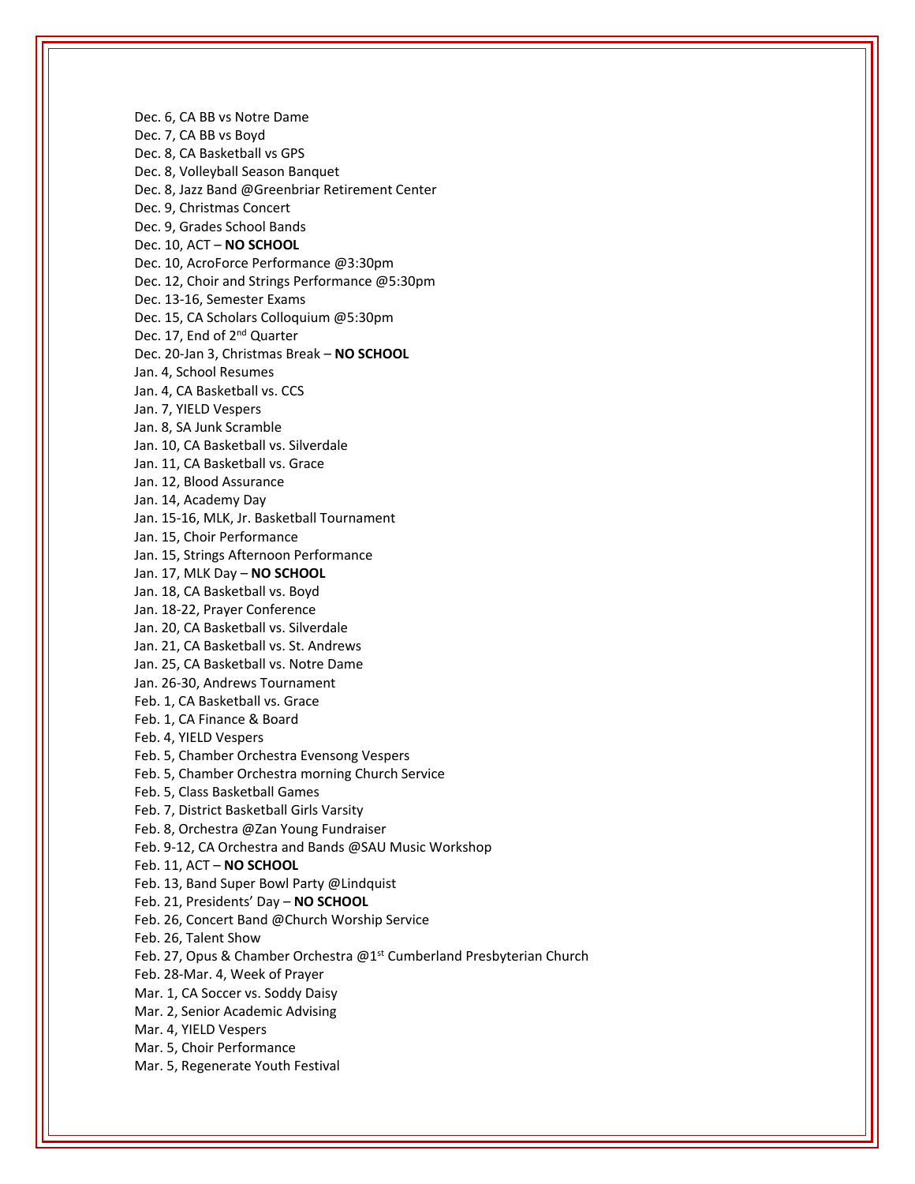Dec. 6, CA BB vs Notre Dame
Dec. 7, CA BB vs Boyd
Dec. 8, CA Basketball vs GPS
Dec. 8, Volleyball Season Banquet
Dec. 8, Jazz Band @Greenbriar Retirement Center
Dec. 9, Christmas Concert
Dec. 9, Grades School Bands
Dec. 10, ACT – **NO SCHOOL**
Dec. 10, AcroForce Performance @3:30pm
Dec. 12, Choir and Strings Performance @5:30pm
Dec. 13-16, Semester Exams
Dec. 15, CA Scholars Colloquium @5:30pm
Dec. 17, End of 2nd Quarter
Dec. 20-Jan 3, Christmas Break – **NO SCHOOL**
Jan. 4, School Resumes
Jan. 4, CA Basketball vs. CCS
Jan. 7, YIELD Vespers
Jan. 8, SA Junk Scramble
Jan. 10, CA Basketball vs. Silverdale
Jan. 11, CA Basketball vs. Grace
Jan. 12, Blood Assurance
Jan. 14, Academy Day
Jan. 15-16, MLK, Jr. Basketball Tournament
Jan. 15, Choir Performance
Jan. 15, Strings Afternoon Performance
Jan. 17, MLK Day – **NO SCHOOL**
Jan. 18, CA Basketball vs. Boyd
Jan. 18-22, Prayer Conference
Jan. 20, CA Basketball vs. Silverdale
Jan. 21, CA Basketball vs. St. Andrews
Jan. 25, CA Basketball vs. Notre Dame
Jan. 26-30, Andrews Tournament
Feb. 1, CA Basketball vs. Grace
Feb. 1, CA Finance & Board
Feb. 4, YIELD Vespers
Feb. 5, Chamber Orchestra Evensong Vespers
Feb. 5, Chamber Orchestra morning Church Service
Feb. 5, Class Basketball Games
Feb. 7, District Basketball Girls Varsity
Feb. 8, Orchestra @Zan Young Fundraiser
Feb. 9-12, CA Orchestra and Bands @SAU Music Workshop
Feb. 11, ACT – **NO SCHOOL**
Feb. 13, Band Super Bowl Party @Lindquist
Feb. 21, Presidents' Day – **NO SCHOOL**
Feb. 26, Concert Band @Church Worship Service
Feb. 26, Talent Show
Feb. 27, Opus & Chamber Orchestra @1st Cumberland Presbyterian Church
Feb. 28-Mar. 4, Week of Prayer
Mar. 1, CA Soccer vs. Soddy Daisy
Mar. 2, Senior Academic Advising
Mar. 4, YIELD Vespers
Mar. 5, Choir Performance
Mar. 5, Regenerate Youth Festival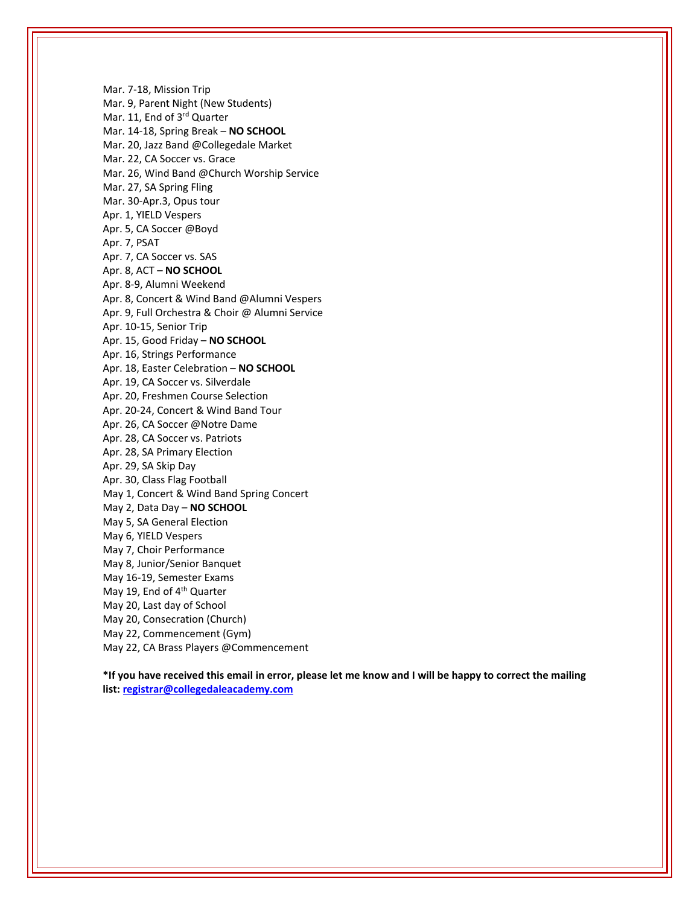Mar. 7-18, Mission Trip
Mar. 9, Parent Night (New Students)
Mar. 11, End of 3rd Quarter
Mar. 14-18, Spring Break – **NO SCHOOL**
Mar. 20, Jazz Band @Collegedale Market
Mar. 22, CA Soccer vs. Grace
Mar. 26, Wind Band @Church Worship Service
Mar. 27, SA Spring Fling
Mar. 30-Apr.3, Opus tour
Apr. 1, YIELD Vespers
Apr. 5, CA Soccer @Boyd
Apr. 7, PSAT
Apr. 7, CA Soccer vs. SAS
Apr. 8, ACT – **NO SCHOOL**
Apr. 8-9, Alumni Weekend
Apr. 8, Concert & Wind Band @Alumni Vespers
Apr. 9, Full Orchestra & Choir @ Alumni Service
Apr. 10-15, Senior Trip
Apr. 15, Good Friday – **NO SCHOOL**
Apr. 16, Strings Performance
Apr. 18, Easter Celebration – **NO SCHOOL**
Apr. 19, CA Soccer vs. Silverdale
Apr. 20, Freshmen Course Selection
Apr. 20-24, Concert & Wind Band Tour
Apr. 26, CA Soccer @Notre Dame
Apr. 28, CA Soccer vs. Patriots
Apr. 28, SA Primary Election
Apr. 29, SA Skip Day
Apr. 30, Class Flag Football
May 1, Concert & Wind Band Spring Concert
May 2, Data Day – **NO SCHOOL**
May 5, SA General Election
May 6, YIELD Vespers
May 7, Choir Performance
May 8, Junior/Senior Banquet
May 16-19, Semester Exams
May 19, End of 4th Quarter
May 20, Last day of School
May 20, Consecration (Church)
May 22, Commencement (Gym)
May 22, CA Brass Players @Commencement

***If you have received this email in error, please let me know and I will be happy to correct the mailing list: registrar@collegedaleacademy.com**